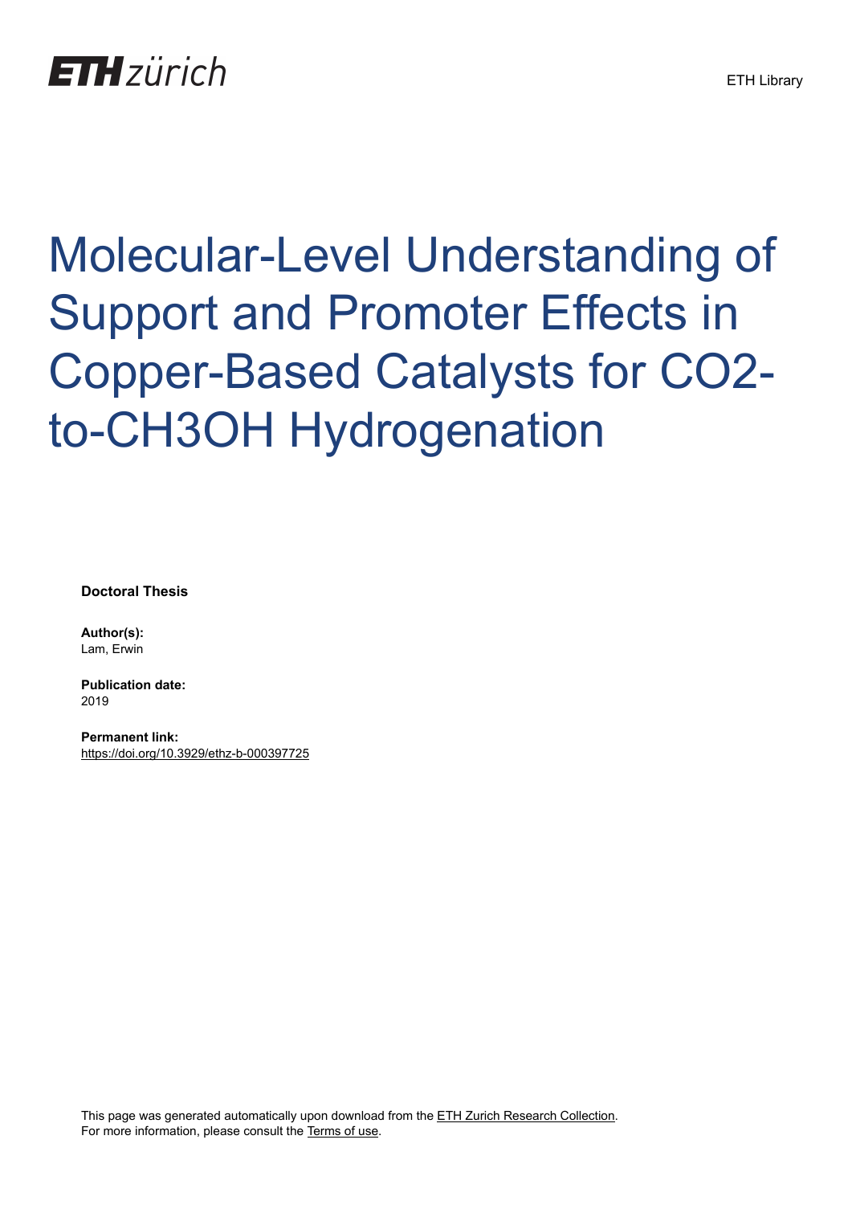ETH zürich

ETH Library

# Molecular-Level Understanding of Support and Promoter Effects in Copper-Based Catalysts for CO2-to-CH3OH Hydrogenation

**Doctoral Thesis**

**Author(s):**
Lam, Erwin

**Publication date:**
2019

**Permanent link:**
https://doi.org/10.3929/ethz-b-000397725

This page was generated automatically upon download from the ETH Zurich Research Collection.
For more information, please consult the Terms of use.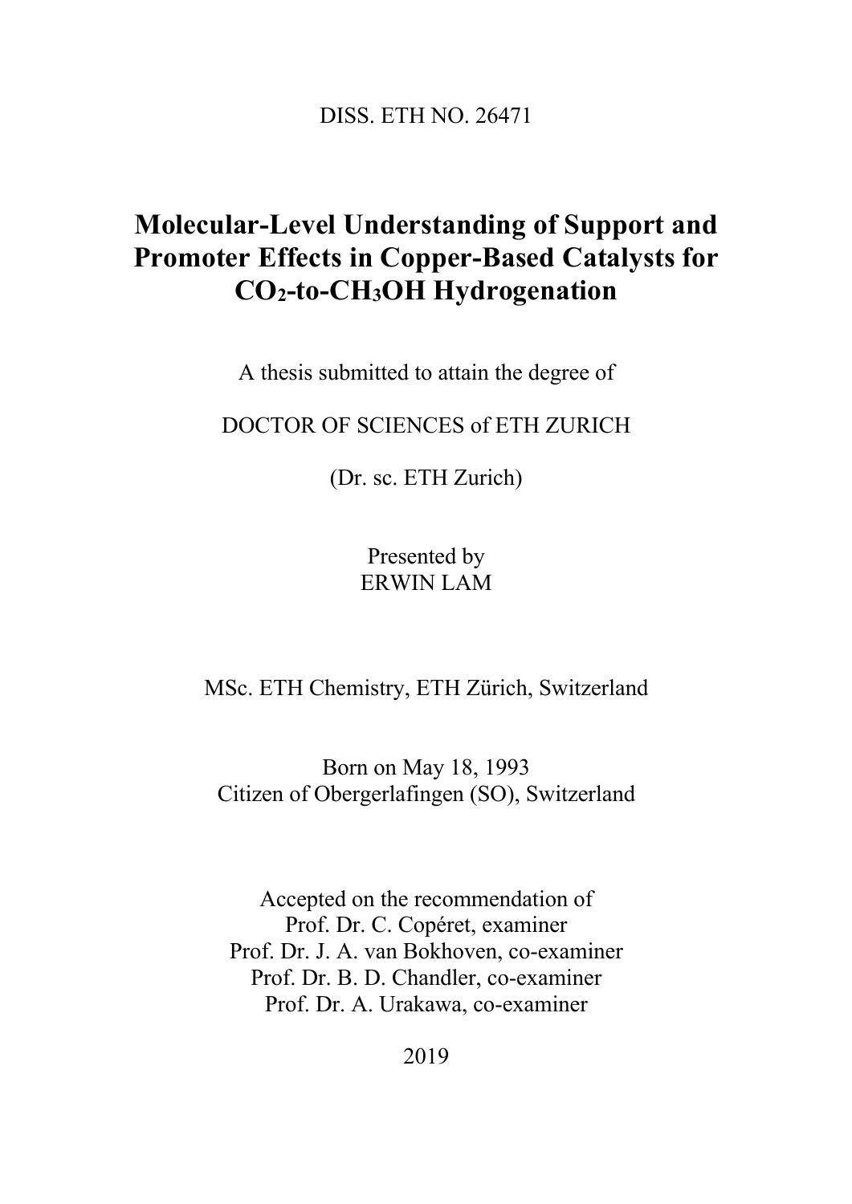DISS. ETH NO. 26471

# Molecular-Level Understanding of Support and Promoter Effects in Copper-Based Catalysts for $CO_2$-to-$CH_3OH$ Hydrogenation

A thesis submitted to attain the degree of

DOCTOR OF SCIENCES of ETH ZURICH

(Dr. sc. ETH Zurich)

Presented by
ERWIN LAM

MSc. ETH Chemistry, ETH Zürich, Switzerland

Born on May 18, 1993
Citizen of Obergerlafingen (SO), Switzerland

Accepted on the recommendation of
Prof. Dr. C. Copéret, examiner
Prof. Dr. J. A. van Bokhoven, co-examiner
Prof. Dr. B. D. Chandler, co-examiner
Prof. Dr. A. Urakawa, co-examiner

2019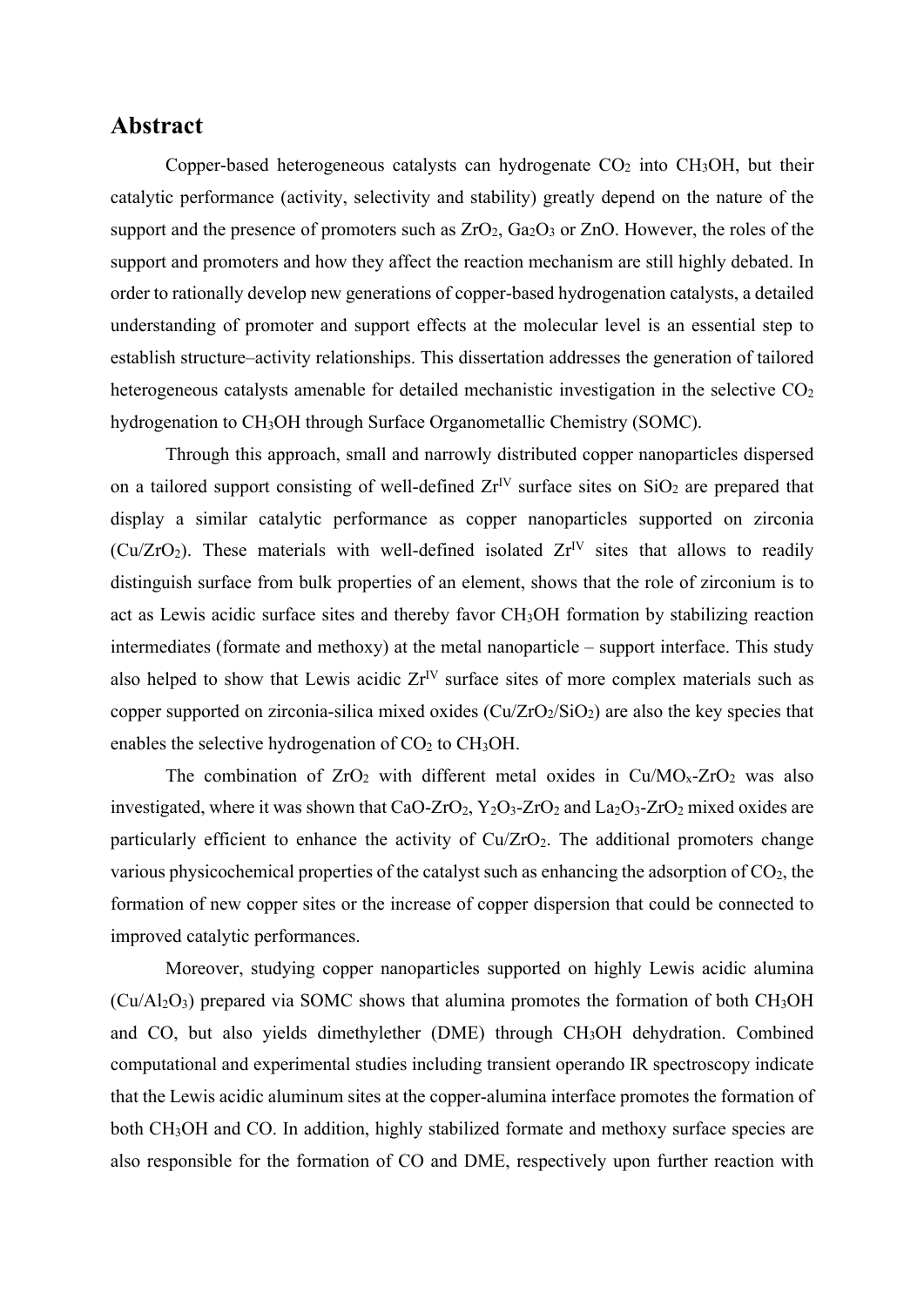# Abstract

Copper-based heterogeneous catalysts can hydrogenate $CO_2$ into $CH_3OH$, but their catalytic performance (activity, selectivity and stability) greatly depend on the nature of the support and the presence of promoters such as $ZrO_2$, $Ga_2O_3$ or ZnO. However, the roles of the support and promoters and how they affect the reaction mechanism are still highly debated. In order to rationally develop new generations of copper-based hydrogenation catalysts, a detailed understanding of promoter and support effects at the molecular level is an essential step to establish structure–activity relationships. This dissertation addresses the generation of tailored heterogeneous catalysts amenable for detailed mechanistic investigation in the selective $CO_2$ hydrogenation to $CH_3OH$ through Surface Organometallic Chemistry (SOMC).

Through this approach, small and narrowly distributed copper nanoparticles dispersed on a tailored support consisting of well-defined $Zr^{IV}$ surface sites on $SiO_2$ are prepared that display a similar catalytic performance as copper nanoparticles supported on zirconia ($Cu/ZrO_2$). These materials with well-defined isolated $Zr^{IV}$ sites that allows to readily distinguish surface from bulk properties of an element, shows that the role of zirconium is to act as Lewis acidic surface sites and thereby favor $CH_3OH$ formation by stabilizing reaction intermediates (formate and methoxy) at the metal nanoparticle – support interface. This study also helped to show that Lewis acidic $Zr^{IV}$ surface sites of more complex materials such as copper supported on zirconia-silica mixed oxides ($Cu/ZrO_2/SiO_2$) are also the key species that enables the selective hydrogenation of $CO_2$ to $CH_3OH$.

The combination of $ZrO_2$ with different metal oxides in $Cu/MO_x$-$ZrO_2$ was also investigated, where it was shown that CaO-$ZrO_2$, $Y_2O_3$-$ZrO_2$ and $La_2O_3$-$ZrO_2$ mixed oxides are particularly efficient to enhance the activity of $Cu/ZrO_2$. The additional promoters change various physicochemical properties of the catalyst such as enhancing the adsorption of $CO_2$, the formation of new copper sites or the increase of copper dispersion that could be connected to improved catalytic performances.

Moreover, studying copper nanoparticles supported on highly Lewis acidic alumina ($Cu/Al_2O_3$) prepared via SOMC shows that alumina promotes the formation of both $CH_3OH$ and CO, but also yields dimethylether (DME) through $CH_3OH$ dehydration. Combined computational and experimental studies including transient operando IR spectroscopy indicate that the Lewis acidic aluminum sites at the copper-alumina interface promotes the formation of both $CH_3OH$ and CO. In addition, highly stabilized formate and methoxy surface species are also responsible for the formation of CO and DME, respectively upon further reaction with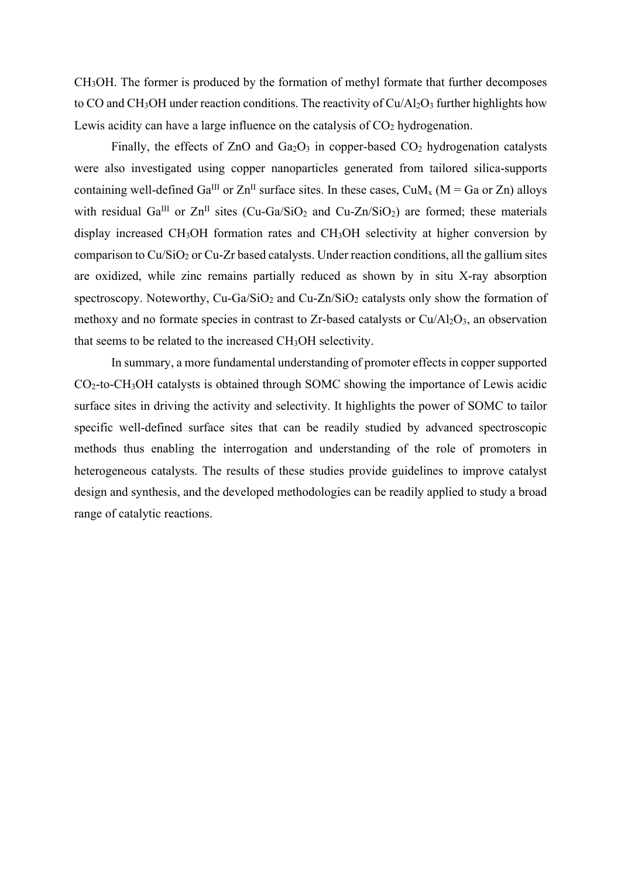$CH_3OH$. The former is produced by the formation of methyl formate that further decomposes to CO and $CH_3OH$ under reaction conditions. The reactivity of $Cu/Al_2O_3$ further highlights how Lewis acidity can have a large influence on the catalysis of $CO_2$ hydrogenation.

Finally, the effects of ZnO and $Ga_2O_3$ in copper-based $CO_2$ hydrogenation catalysts were also investigated using copper nanoparticles generated from tailored silica-supports containing well-defined $Ga^{III}$ or $Zn^{II}$ surface sites. In these cases, $CuM_x$ (M = Ga or Zn) alloys with residual $Ga^{III}$ or $Zn^{II}$ sites (Cu-Ga/$SiO_2$ and Cu-Zn/$SiO_2$) are formed; these materials display increased $CH_3OH$ formation rates and $CH_3OH$ selectivity at higher conversion by comparison to $Cu/SiO_2$ or Cu-Zr based catalysts. Under reaction conditions, all the gallium sites are oxidized, while zinc remains partially reduced as shown by in situ X-ray absorption spectroscopy. Noteworthy, Cu-Ga/$SiO_2$ and Cu-Zn/$SiO_2$ catalysts only show the formation of methoxy and no formate species in contrast to Zr-based catalysts or $Cu/Al_2O_3$, an observation that seems to be related to the increased $CH_3OH$ selectivity.

In summary, a more fundamental understanding of promoter effects in copper supported $CO_2$-to-$CH_3OH$ catalysts is obtained through SOMC showing the importance of Lewis acidic surface sites in driving the activity and selectivity. It highlights the power of SOMC to tailor specific well-defined surface sites that can be readily studied by advanced spectroscopic methods thus enabling the interrogation and understanding of the role of promoters in heterogeneous catalysts. The results of these studies provide guidelines to improve catalyst design and synthesis, and the developed methodologies can be readily applied to study a broad range of catalytic reactions.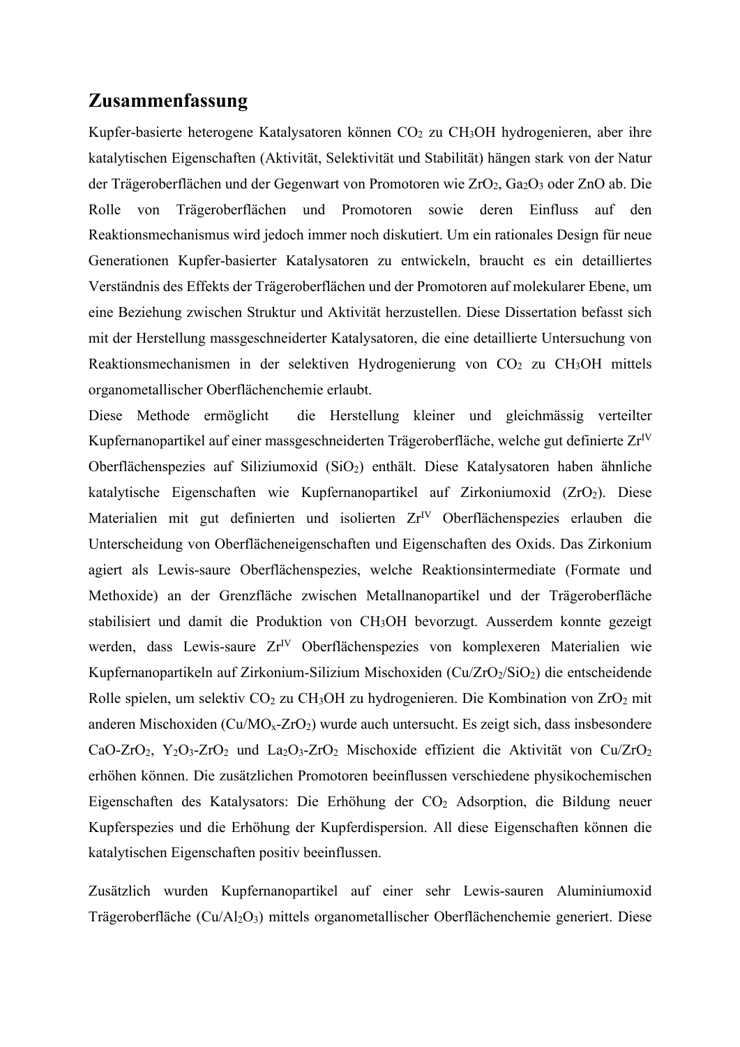## Zusammenfassung

Kupfer-basierte heterogene Katalysatoren können $CO_2$ zu $CH_3OH$ hydrogenieren, aber ihre katalytischen Eigenschaften (Aktivität, Selektivität und Stabilität) hängen stark von der Natur der Trägeroberflächen und der Gegenwart von Promotoren wie $ZrO_2$, $Ga_2O_3$ oder ZnO ab. Die Rolle von Trägeroberflächen und Promotoren sowie deren Einfluss auf den Reaktionsmechanismus wird jedoch immer noch diskutiert. Um ein rationales Design für neue Generationen Kupfer-basierter Katalysatoren zu entwickeln, braucht es ein detailliertes Verständnis des Effekts der Trägeroberflächen und der Promotoren auf molekularer Ebene, um eine Beziehung zwischen Struktur und Aktivität herzustellen. Diese Dissertation befasst sich mit der Herstellung massgeschneiderter Katalysatoren, die eine detaillierte Untersuchung von Reaktionsmechanismen in der selektiven Hydrogenierung von $CO_2$ zu $CH_3OH$ mittels organometallischer Oberflächenchemie erlaubt.

Diese Methode ermöglicht die Herstellung kleiner und gleichmässig verteilter Kupfernanopartikel auf einer massgeschneiderten Trägeroberfläche, welche gut definierte $Zr^{IV}$ Oberflächenspezies auf Siliziumoxid ($SiO_2$) enthält. Diese Katalysatoren haben ähnliche katalytische Eigenschaften wie Kupfernanopartikel auf Zirkoniumoxid ($ZrO_2$). Diese Materialien mit gut definierten und isolierten $Zr^{IV}$ Oberflächenspezies erlauben die Unterscheidung von Oberflächeneigenschaften und Eigenschaften des Oxids. Das Zirkonium agiert als Lewis-saure Oberflächenspezies, welche Reaktionsintermediate (Formate und Methoxide) an der Grenzfläche zwischen Metallnanopartikel und der Trägeroberfläche stabilisiert und damit die Produktion von $CH_3OH$ bevorzugt. Ausserdem konnte gezeigt werden, dass Lewis-saure $Zr^{IV}$ Oberflächenspezies von komplexeren Materialien wie Kupfernanopartikeln auf Zirkonium-Silizium Mischoxiden ($Cu/ZrO_2/SiO_2$) die entscheidende Rolle spielen, um selektiv $CO_2$ zu $CH_3OH$ zu hydrogenieren. Die Kombination von $ZrO_2$ mit anderen Mischoxiden ($Cu/MO_x$-$ZrO_2$) wurde auch untersucht. Es zeigt sich, dass insbesondere $CaO$-$ZrO_2$, $Y_2O_3$-$ZrO_2$ und $La_2O_3$-$ZrO_2$ Mischoxide effizient die Aktivität von $Cu/ZrO_2$ erhöhen können. Die zusätzlichen Promotoren beeinflussen verschiedene physikochemischen Eigenschaften des Katalysators: Die Erhöhung der $CO_2$ Adsorption, die Bildung neuer Kupferspezies und die Erhöhung der Kupferdispersion. All diese Eigenschaften können die katalytischen Eigenschaften positiv beeinflussen.

Zusätzlich wurden Kupfernanopartikel auf einer sehr Lewis-sauren Aluminiumoxid Trägeroberfläche ($Cu/Al_2O_3$) mittels organometallischer Oberflächenchemie generiert. Diese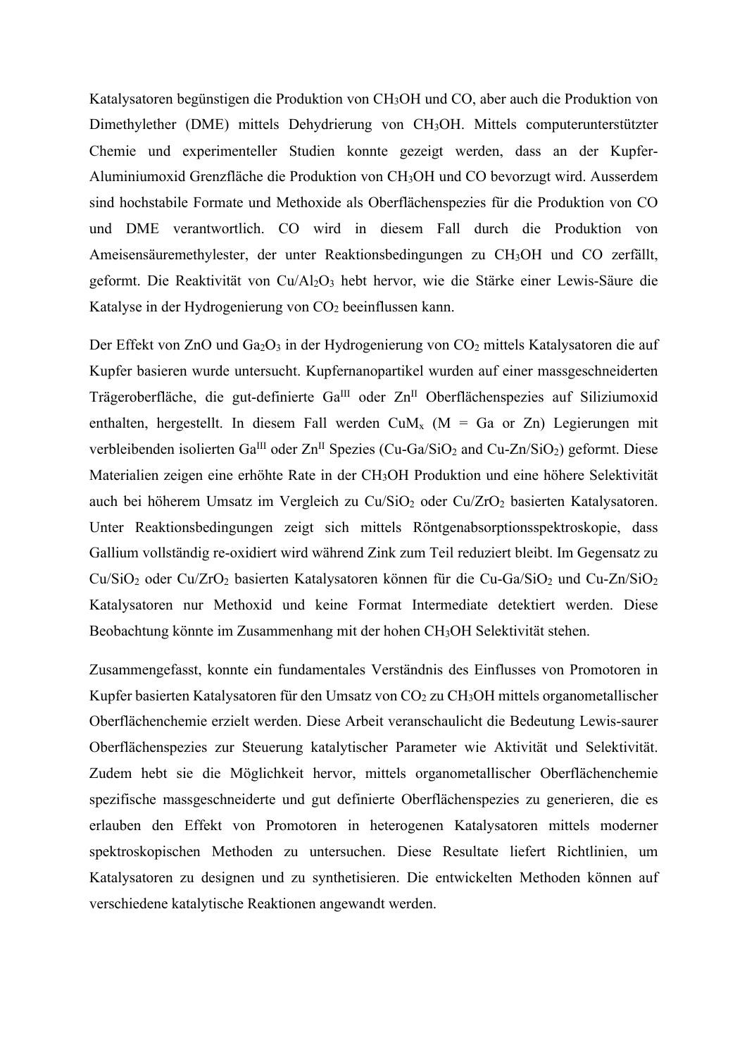Katalysatoren begünstigen die Produktion von $CH_3OH$ und CO, aber auch die Produktion von Dimethylether (DME) mittels Dehydrierung von $CH_3OH$. Mittels computerunterstützter Chemie und experimenteller Studien konnte gezeigt werden, dass an der Kupfer-Aluminiumoxid Grenzfläche die Produktion von $CH_3OH$ und CO bevorzugt wird. Ausserdem sind hochstabile Formate und Methoxide als Oberflächenspezies für die Produktion von CO und DME verantwortlich. CO wird in diesem Fall durch die Produktion von Ameisensäuremethylester, der unter Reaktionsbedingungen zu $CH_3OH$ und CO zerfällt, geformt. Die Reaktivität von $Cu/Al_2O_3$ hebt hervor, wie die Stärke einer Lewis-Säure die Katalyse in der Hydrogenierung von $CO_2$ beeinflussen kann.

Der Effekt von ZnO und $Ga_2O_3$ in der Hydrogenierung von $CO_2$ mittels Katalysatoren die auf Kupfer basieren wurde untersucht. Kupfernanopartikel wurden auf einer massgeschneiderten Trägeroberfläche, die gut-definierte $Ga^{III}$ oder $Zn^{II}$ Oberflächenspezies auf Siliziumoxid enthalten, hergestellt. In diesem Fall werden $CuM_x$ (M = Ga or Zn) Legierungen mit verbleibenden isolierten $Ga^{III}$ oder $Zn^{II}$ Spezies ($Cu\text{-}Ga/SiO_2$ and $Cu\text{-}Zn/SiO_2$) geformt. Diese Materialien zeigen eine erhöhte Rate in der $CH_3OH$ Produktion und eine höhere Selektivität auch bei höherem Umsatz im Vergleich zu $Cu/SiO_2$ oder $Cu/ZrO_2$ basierten Katalysatoren. Unter Reaktionsbedingungen zeigt sich mittels Röntgenabsorptionsspektroskopie, dass Gallium vollständig re-oxidiert wird während Zink zum Teil reduziert bleibt. Im Gegensatz zu $Cu/SiO_2$ oder $Cu/ZrO_2$ basierten Katalysatoren können für die $Cu\text{-}Ga/SiO_2$ und $Cu\text{-}Zn/SiO_2$ Katalysatoren nur Methoxid und keine Format Intermediate detektiert werden. Diese Beobachtung könnte im Zusammenhang mit der hohen $CH_3OH$ Selektivität stehen.

Zusammengefasst, konnte ein fundamentales Verständnis des Einflusses von Promotoren in Kupfer basierten Katalysatoren für den Umsatz von $CO_2$ zu $CH_3OH$ mittels organometallischer Oberflächenchemie erzielt werden. Diese Arbeit veranschaulicht die Bedeutung Lewis-saurer Oberflächenspezies zur Steuerung katalytischer Parameter wie Aktivität und Selektivität. Zudem hebt sie die Möglichkeit hervor, mittels organometallischer Oberflächenchemie spezifische massgeschneiderte und gut definierte Oberflächenspezies zu generieren, die es erlauben den Effekt von Promotoren in heterogenen Katalysatoren mittels moderner spektroskopischen Methoden zu untersuchen. Diese Resultate liefert Richtlinien, um Katalysatoren zu designen und zu synthetisieren. Die entwickelten Methoden können auf verschiedene katalytische Reaktionen angewandt werden.